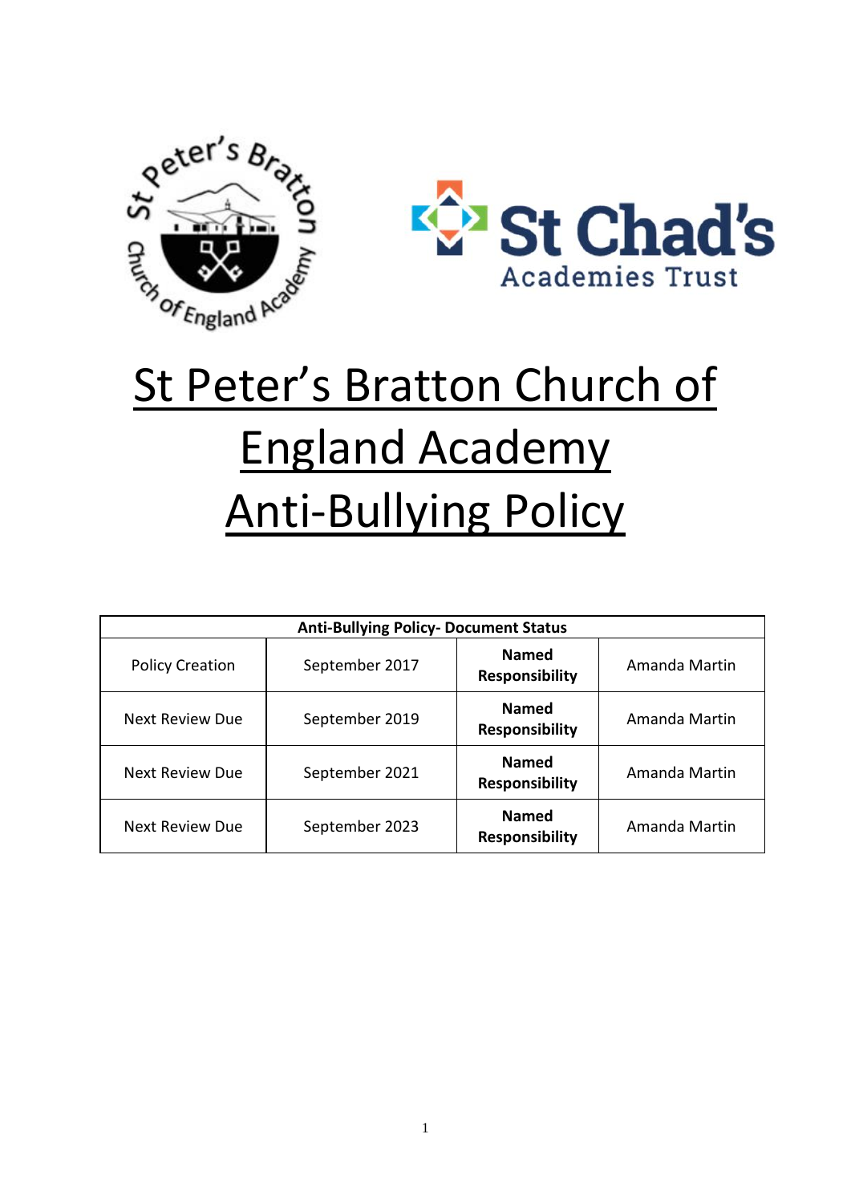# St Peter's Bratton Church of England Academy Anti-Bullying Policy

| Anti-Bullying Policy- Document Status | | | |
|---|---|---|---|
| Policy Creation | September 2017 | **Named Responsibility** | Amanda Martin |
| Next Review Due | September 2019 | **Named Responsibility** | Amanda Martin |
| Next Review Due | September 2021 | **Named Responsibility** | Amanda Martin |
| Next Review Due | September 2023 | **Named Responsibility** | Amanda Martin |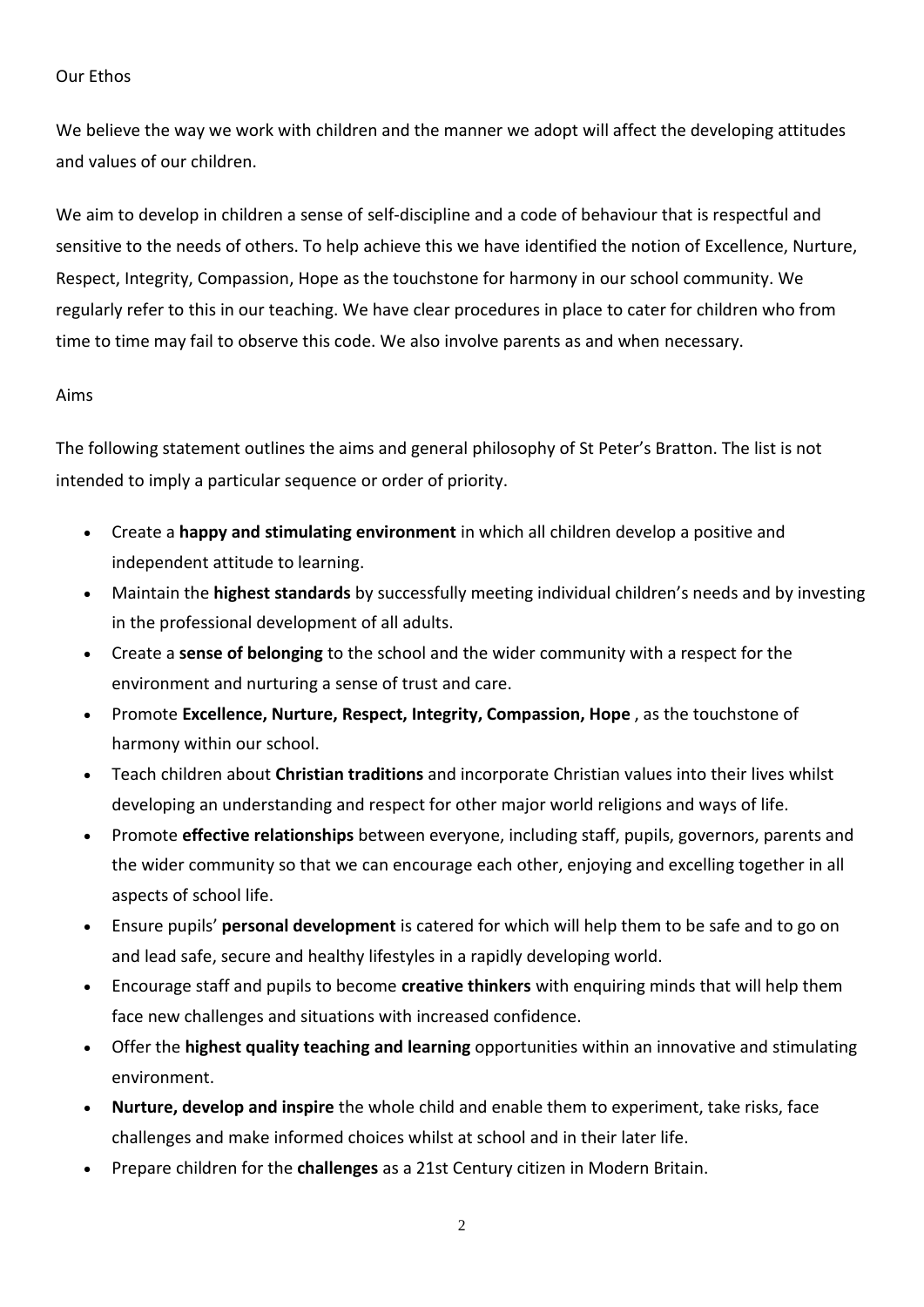## Our Ethos

We believe the way we work with children and the manner we adopt will affect the developing attitudes and values of our children.

We aim to develop in children a sense of self-discipline and a code of behaviour that is respectful and sensitive to the needs of others. To help achieve this we have identified the notion of Excellence, Nurture, Respect, Integrity, Compassion, Hope as the touchstone for harmony in our school community. We regularly refer to this in our teaching. We have clear procedures in place to cater for children who from time to time may fail to observe this code. We also involve parents as and when necessary.

## Aims

The following statement outlines the aims and general philosophy of St Peter's Bratton. The list is not intended to imply a particular sequence or order of priority.

- Create a **happy and stimulating environment** in which all children develop a positive and independent attitude to learning.
- Maintain the **highest standards** by successfully meeting individual children's needs and by investing in the professional development of all adults.
- Create a **sense of belonging** to the school and the wider community with a respect for the environment and nurturing a sense of trust and care.
- Promote **Excellence, Nurture, Respect, Integrity, Compassion, Hope** , as the touchstone of harmony within our school.
- Teach children about **Christian traditions** and incorporate Christian values into their lives whilst developing an understanding and respect for other major world religions and ways of life.
- Promote **effective relationships** between everyone, including staff, pupils, governors, parents and the wider community so that we can encourage each other, enjoying and excelling together in all aspects of school life.
- Ensure pupils' **personal development** is catered for which will help them to be safe and to go on and lead safe, secure and healthy lifestyles in a rapidly developing world.
- Encourage staff and pupils to become **creative thinkers** with enquiring minds that will help them face new challenges and situations with increased confidence.
- Offer the **highest quality teaching and learning** opportunities within an innovative and stimulating environment.
- **Nurture, develop and inspire** the whole child and enable them to experiment, take risks, face challenges and make informed choices whilst at school and in their later life.
- Prepare children for the **challenges** as a 21st Century citizen in Modern Britain.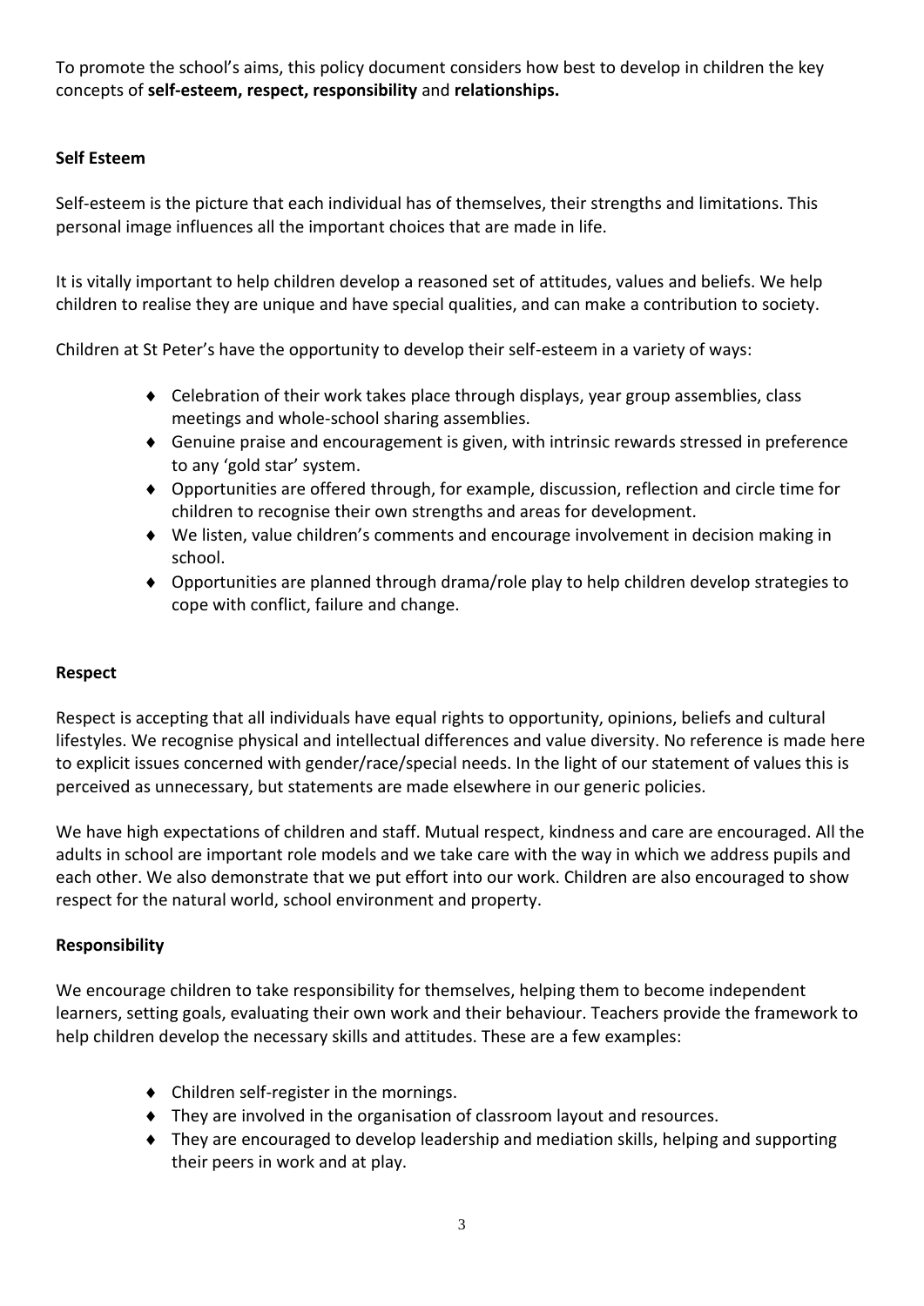To promote the school's aims, this policy document considers how best to develop in children the key concepts of **self-esteem, respect, responsibility** and **relationships.**

## Self Esteem

Self-esteem is the picture that each individual has of themselves, their strengths and limitations. This personal image influences all the important choices that are made in life.

It is vitally important to help children develop a reasoned set of attitudes, values and beliefs. We help children to realise they are unique and have special qualities, and can make a contribution to society.

Children at St Peter's have the opportunity to develop their self-esteem in a variety of ways:

- Celebration of their work takes place through displays, year group assemblies, class meetings and whole-school sharing assemblies.
- Genuine praise and encouragement is given, with intrinsic rewards stressed in preference to any 'gold star' system.
- Opportunities are offered through, for example, discussion, reflection and circle time for children to recognise their own strengths and areas for development.
- We listen, value children's comments and encourage involvement in decision making in school.
- Opportunities are planned through drama/role play to help children develop strategies to cope with conflict, failure and change.

## Respect

Respect is accepting that all individuals have equal rights to opportunity, opinions, beliefs and cultural lifestyles. We recognise physical and intellectual differences and value diversity. No reference is made here to explicit issues concerned with gender/race/special needs. In the light of our statement of values this is perceived as unnecessary, but statements are made elsewhere in our generic policies.

We have high expectations of children and staff. Mutual respect, kindness and care are encouraged. All the adults in school are important role models and we take care with the way in which we address pupils and each other. We also demonstrate that we put effort into our work. Children are also encouraged to show respect for the natural world, school environment and property.

## Responsibility

We encourage children to take responsibility for themselves, helping them to become independent learners, setting goals, evaluating their own work and their behaviour. Teachers provide the framework to help children develop the necessary skills and attitudes. These are a few examples:

- Children self-register in the mornings.
- They are involved in the organisation of classroom layout and resources.
- They are encouraged to develop leadership and mediation skills, helping and supporting their peers in work and at play.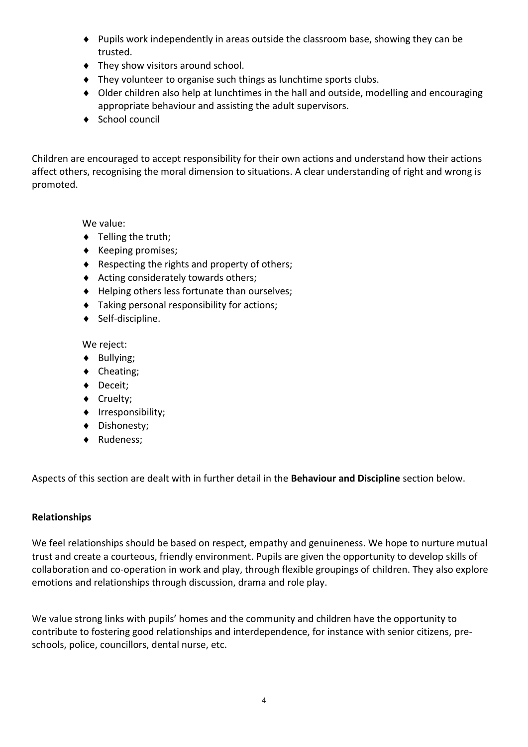- Pupils work independently in areas outside the classroom base, showing they can be trusted.
- They show visitors around school.
- They volunteer to organise such things as lunchtime sports clubs.
- Older children also help at lunchtimes in the hall and outside, modelling and encouraging appropriate behaviour and assisting the adult supervisors.
- School council

Children are encouraged to accept responsibility for their own actions and understand how their actions affect others, recognising the moral dimension to situations. A clear understanding of right and wrong is promoted.

We value:

- Telling the truth;
- Keeping promises;
- Respecting the rights and property of others;
- Acting considerately towards others;
- Helping others less fortunate than ourselves;
- Taking personal responsibility for actions;
- Self-discipline.

We reject:

- Bullying;
- Cheating;
- Deceit;
- Cruelty;
- Irresponsibility;
- Dishonesty;
- Rudeness;

Aspects of this section are dealt with in further detail in the **Behaviour and Discipline** section below.

**Relationships**

We feel relationships should be based on respect, empathy and genuineness. We hope to nurture mutual trust and create a courteous, friendly environment. Pupils are given the opportunity to develop skills of collaboration and co-operation in work and play, through flexible groupings of children. They also explore emotions and relationships through discussion, drama and role play.

We value strong links with pupils' homes and the community and children have the opportunity to contribute to fostering good relationships and interdependence, for instance with senior citizens, pre-schools, police, councillors, dental nurse, etc.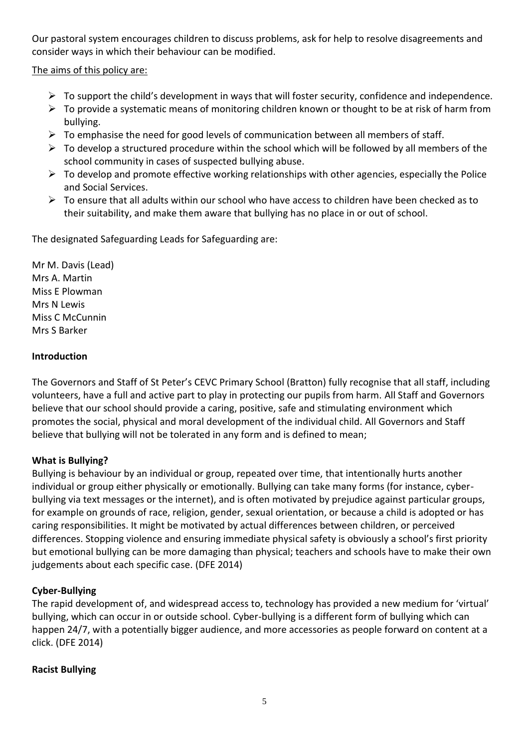Our pastoral system encourages children to discuss problems, ask for help to resolve disagreements and consider ways in which their behaviour can be modified.

The aims of this policy are:

- To support the child's development in ways that will foster security, confidence and independence.
- To provide a systematic means of monitoring children known or thought to be at risk of harm from bullying.
- To emphasise the need for good levels of communication between all members of staff.
- To develop a structured procedure within the school which will be followed by all members of the school community in cases of suspected bullying abuse.
- To develop and promote effective working relationships with other agencies, especially the Police and Social Services.
- To ensure that all adults within our school who have access to children have been checked as to their suitability, and make them aware that bullying has no place in or out of school.

The designated Safeguarding Leads for Safeguarding are:

Mr M. Davis (Lead)
Mrs A. Martin
Miss E Plowman
Mrs N Lewis
Miss C McCunnin
Mrs S Barker

**Introduction**

The Governors and Staff of St Peter's CEVC Primary School (Bratton) fully recognise that all staff, including volunteers, have a full and active part to play in protecting our pupils from harm. All Staff and Governors believe that our school should provide a caring, positive, safe and stimulating environment which promotes the social, physical and moral development of the individual child. All Governors and Staff believe that bullying will not be tolerated in any form and is defined to mean;

**What is Bullying?**

Bullying is behaviour by an individual or group, repeated over time, that intentionally hurts another individual or group either physically or emotionally. Bullying can take many forms (for instance, cyber-bullying via text messages or the internet), and is often motivated by prejudice against particular groups, for example on grounds of race, religion, gender, sexual orientation, or because a child is adopted or has caring responsibilities. It might be motivated by actual differences between children, or perceived differences. Stopping violence and ensuring immediate physical safety is obviously a school's first priority but emotional bullying can be more damaging than physical; teachers and schools have to make their own judgements about each specific case. (DFE 2014)

**Cyber-Bullying**

The rapid development of, and widespread access to, technology has provided a new medium for 'virtual' bullying, which can occur in or outside school. Cyber-bullying is a different form of bullying which can happen 24/7, with a potentially bigger audience, and more accessories as people forward on content at a click. (DFE 2014)

**Racist Bullying**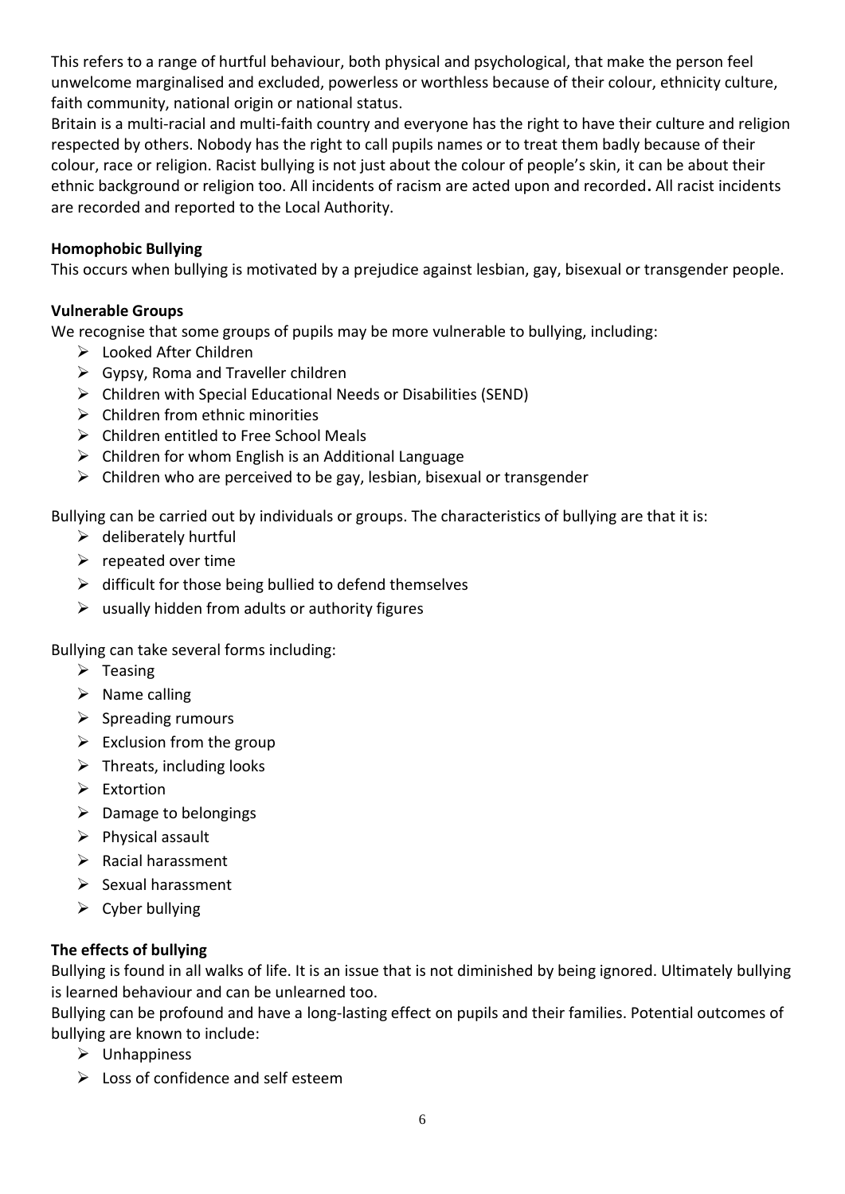This refers to a range of hurtful behaviour, both physical and psychological, that make the person feel unwelcome marginalised and excluded, powerless or worthless because of their colour, ethnicity culture, faith community, national origin or national status.

Britain is a multi-racial and multi-faith country and everyone has the right to have their culture and religion respected by others. Nobody has the right to call pupils names or to treat them badly because of their colour, race or religion. Racist bullying is not just about the colour of people's skin, it can be about their ethnic background or religion too. All incidents of racism are acted upon and recorded**.** All racist incidents are recorded and reported to the Local Authority.

**Homophobic Bullying**

This occurs when bullying is motivated by a prejudice against lesbian, gay, bisexual or transgender people.

**Vulnerable Groups**

We recognise that some groups of pupils may be more vulnerable to bullying, including:

- Looked After Children
- Gypsy, Roma and Traveller children
- Children with Special Educational Needs or Disabilities (SEND)
- Children from ethnic minorities
- Children entitled to Free School Meals
- Children for whom English is an Additional Language
- Children who are perceived to be gay, lesbian, bisexual or transgender

Bullying can be carried out by individuals or groups. The characteristics of bullying are that it is:

- deliberately hurtful
- repeated over time
- difficult for those being bullied to defend themselves
- usually hidden from adults or authority figures

Bullying can take several forms including:

- Teasing
- Name calling
- Spreading rumours
- Exclusion from the group
- Threats, including looks
- Extortion
- Damage to belongings
- Physical assault
- Racial harassment
- Sexual harassment
- Cyber bullying

**The effects of bullying**

Bullying is found in all walks of life. It is an issue that is not diminished by being ignored. Ultimately bullying is learned behaviour and can be unlearned too.

Bullying can be profound and have a long-lasting effect on pupils and their families. Potential outcomes of bullying are known to include:

- Unhappiness
- Loss of confidence and self esteem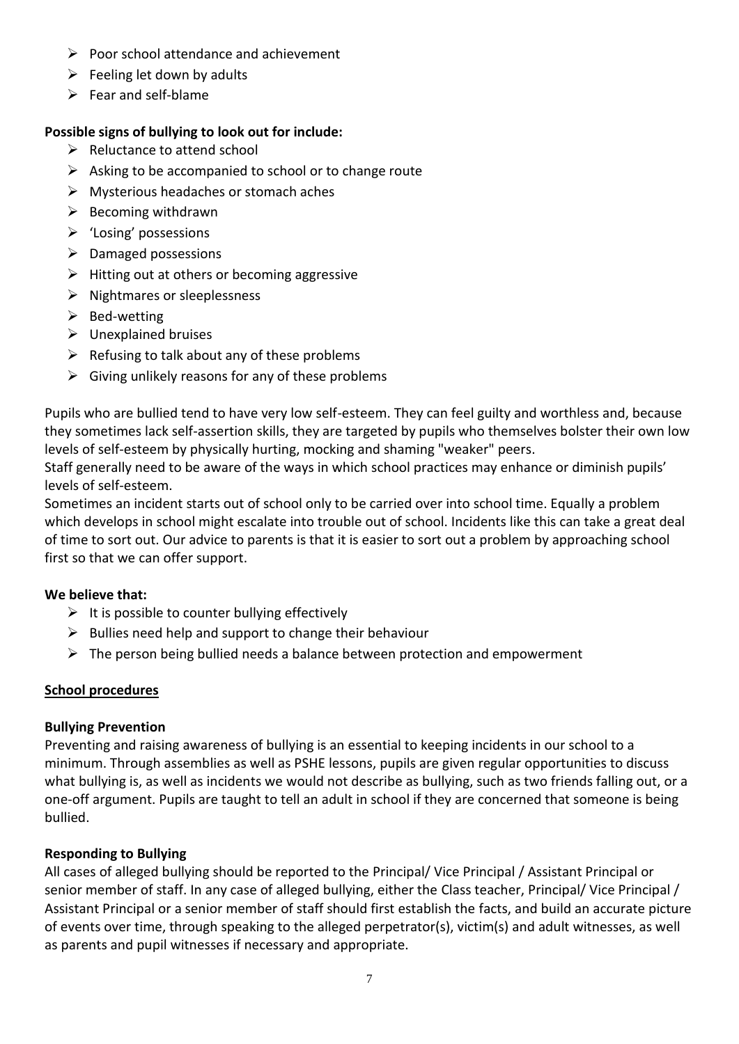- Poor school attendance and achievement
- Feeling let down by adults
- Fear and self-blame

**Possible signs of bullying to look out for include:**

- Reluctance to attend school
- Asking to be accompanied to school or to change route
- Mysterious headaches or stomach aches
- Becoming withdrawn
- 'Losing' possessions
- Damaged possessions
- Hitting out at others or becoming aggressive
- Nightmares or sleeplessness
- Bed-wetting
- Unexplained bruises
- Refusing to talk about any of these problems
- Giving unlikely reasons for any of these problems

Pupils who are bullied tend to have very low self-esteem. They can feel guilty and worthless and, because they sometimes lack self-assertion skills, they are targeted by pupils who themselves bolster their own low levels of self-esteem by physically hurting, mocking and shaming "weaker" peers.
Staff generally need to be aware of the ways in which school practices may enhance or diminish pupils' levels of self-esteem.
Sometimes an incident starts out of school only to be carried over into school time. Equally a problem which develops in school might escalate into trouble out of school. Incidents like this can take a great deal of time to sort out. Our advice to parents is that it is easier to sort out a problem by approaching school first so that we can offer support.

**We believe that:**

- It is possible to counter bullying effectively
- Bullies need help and support to change their behaviour
- The person being bullied needs a balance between protection and empowerment

## <u>School procedures</u>

**Bullying Prevention**

Preventing and raising awareness of bullying is an essential to keeping incidents in our school to a minimum. Through assemblies as well as PSHE lessons, pupils are given regular opportunities to discuss what bullying is, as well as incidents we would not describe as bullying, such as two friends falling out, or a one-off argument. Pupils are taught to tell an adult in school if they are concerned that someone is being bullied.

**Responding to Bullying**

All cases of alleged bullying should be reported to the Principal/ Vice Principal / Assistant Principal or senior member of staff. In any case of alleged bullying, either the Class teacher, Principal/ Vice Principal / Assistant Principal or a senior member of staff should first establish the facts, and build an accurate picture of events over time, through speaking to the alleged perpetrator(s), victim(s) and adult witnesses, as well as parents and pupil witnesses if necessary and appropriate.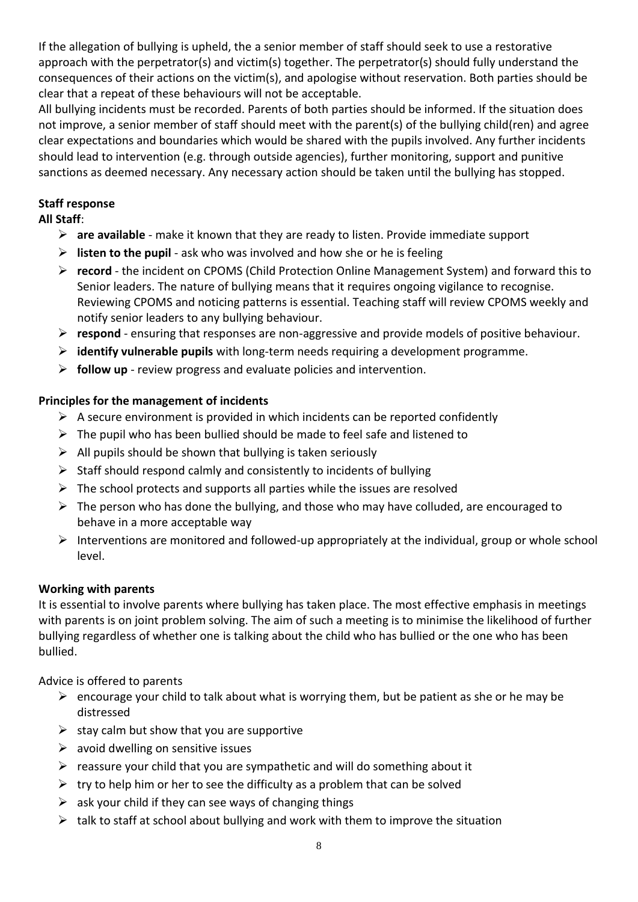If the allegation of bullying is upheld, the a senior member of staff should seek to use a restorative approach with the perpetrator(s) and victim(s) together. The perpetrator(s) should fully understand the consequences of their actions on the victim(s), and apologise without reservation. Both parties should be clear that a repeat of these behaviours will not be acceptable.

All bullying incidents must be recorded. Parents of both parties should be informed. If the situation does not improve, a senior member of staff should meet with the parent(s) of the bullying child(ren) and agree clear expectations and boundaries which would be shared with the pupils involved. Any further incidents should lead to intervention (e.g. through outside agencies), further monitoring, support and punitive sanctions as deemed necessary. Any necessary action should be taken until the bullying has stopped.

**Staff response**

**All Staff**:

- **are available** - make it known that they are ready to listen. Provide immediate support
- **listen to the pupil** - ask who was involved and how she or he is feeling
- **record** - the incident on CPOMS (Child Protection Online Management System) and forward this to Senior leaders. The nature of bullying means that it requires ongoing vigilance to recognise. Reviewing CPOMS and noticing patterns is essential. Teaching staff will review CPOMS weekly and notify senior leaders to any bullying behaviour.
- **respond** - ensuring that responses are non-aggressive and provide models of positive behaviour.
- **identify vulnerable pupils** with long-term needs requiring a development programme.
- **follow up** - review progress and evaluate policies and intervention.

**Principles for the management of incidents**

- A secure environment is provided in which incidents can be reported confidently
- The pupil who has been bullied should be made to feel safe and listened to
- All pupils should be shown that bullying is taken seriously
- Staff should respond calmly and consistently to incidents of bullying
- The school protects and supports all parties while the issues are resolved
- The person who has done the bullying, and those who may have colluded, are encouraged to behave in a more acceptable way
- Interventions are monitored and followed-up appropriately at the individual, group or whole school level.

**Working with parents**

It is essential to involve parents where bullying has taken place. The most effective emphasis in meetings with parents is on joint problem solving. The aim of such a meeting is to minimise the likelihood of further bullying regardless of whether one is talking about the child who has bullied or the one who has been bullied.

Advice is offered to parents

- encourage your child to talk about what is worrying them, but be patient as she or he may be distressed
- stay calm but show that you are supportive
- avoid dwelling on sensitive issues
- reassure your child that you are sympathetic and will do something about it
- try to help him or her to see the difficulty as a problem that can be solved
- ask your child if they can see ways of changing things
- talk to staff at school about bullying and work with them to improve the situation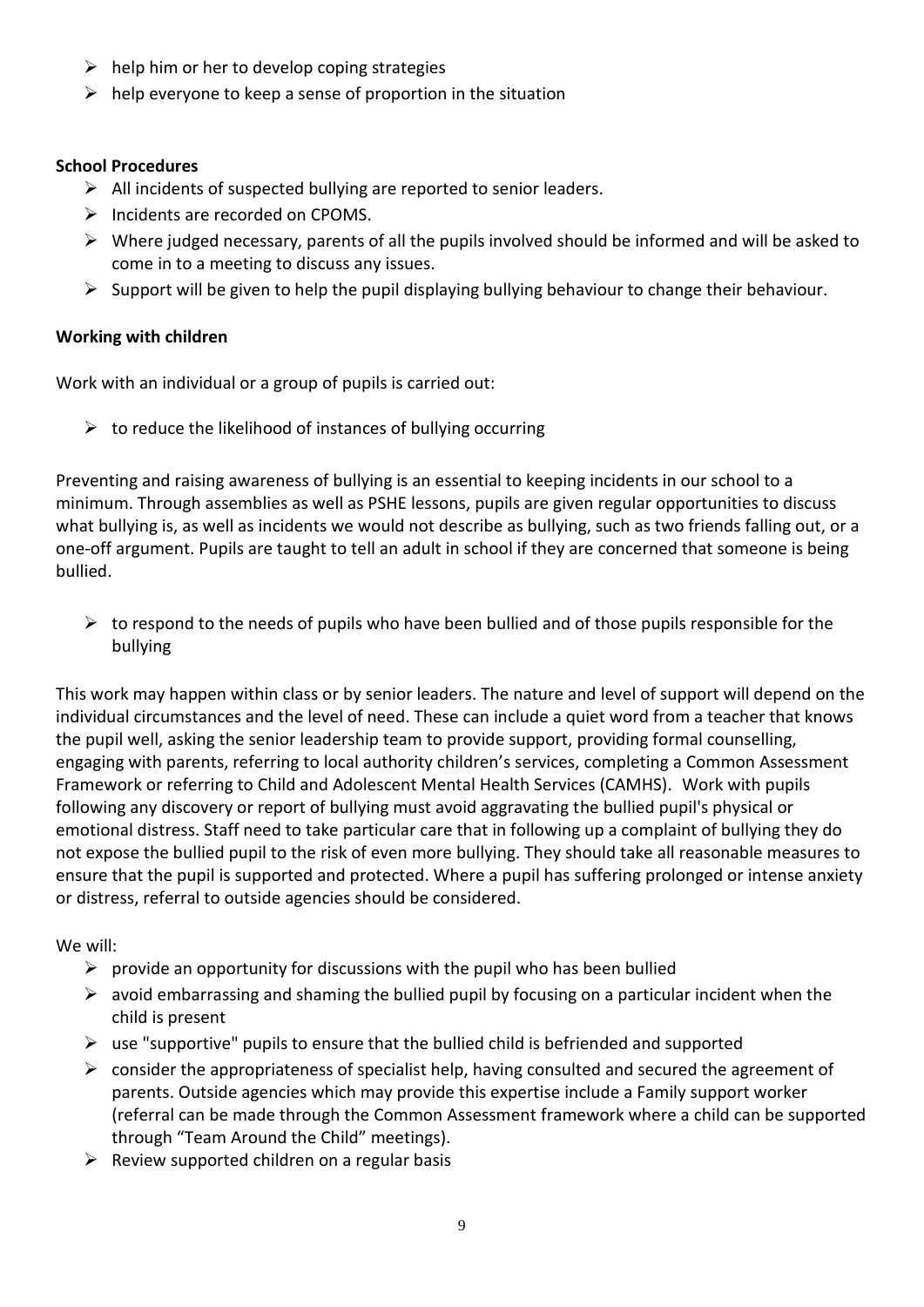- help him or her to develop coping strategies
- help everyone to keep a sense of proportion in the situation

**School Procedures**

- All incidents of suspected bullying are reported to senior leaders.
- Incidents are recorded on CPOMS.
- Where judged necessary, parents of all the pupils involved should be informed and will be asked to come in to a meeting to discuss any issues.
- Support will be given to help the pupil displaying bullying behaviour to change their behaviour.

**Working with children**

Work with an individual or a group of pupils is carried out:

- to reduce the likelihood of instances of bullying occurring

Preventing and raising awareness of bullying is an essential to keeping incidents in our school to a minimum. Through assemblies as well as PSHE lessons, pupils are given regular opportunities to discuss what bullying is, as well as incidents we would not describe as bullying, such as two friends falling out, or a one-off argument. Pupils are taught to tell an adult in school if they are concerned that someone is being bullied.

- to respond to the needs of pupils who have been bullied and of those pupils responsible for the bullying

This work may happen within class or by senior leaders. The nature and level of support will depend on the individual circumstances and the level of need. These can include a quiet word from a teacher that knows the pupil well, asking the senior leadership team to provide support, providing formal counselling, engaging with parents, referring to local authority children's services, completing a Common Assessment Framework or referring to Child and Adolescent Mental Health Services (CAMHS). Work with pupils following any discovery or report of bullying must avoid aggravating the bullied pupil's physical or emotional distress. Staff need to take particular care that in following up a complaint of bullying they do not expose the bullied pupil to the risk of even more bullying. They should take all reasonable measures to ensure that the pupil is supported and protected. Where a pupil has suffering prolonged or intense anxiety or distress, referral to outside agencies should be considered.

We will:

- provide an opportunity for discussions with the pupil who has been bullied
- avoid embarrassing and shaming the bullied pupil by focusing on a particular incident when the child is present
- use "supportive" pupils to ensure that the bullied child is befriended and supported
- consider the appropriateness of specialist help, having consulted and secured the agreement of parents. Outside agencies which may provide this expertise include a Family support worker (referral can be made through the Common Assessment framework where a child can be supported through "Team Around the Child" meetings).
- Review supported children on a regular basis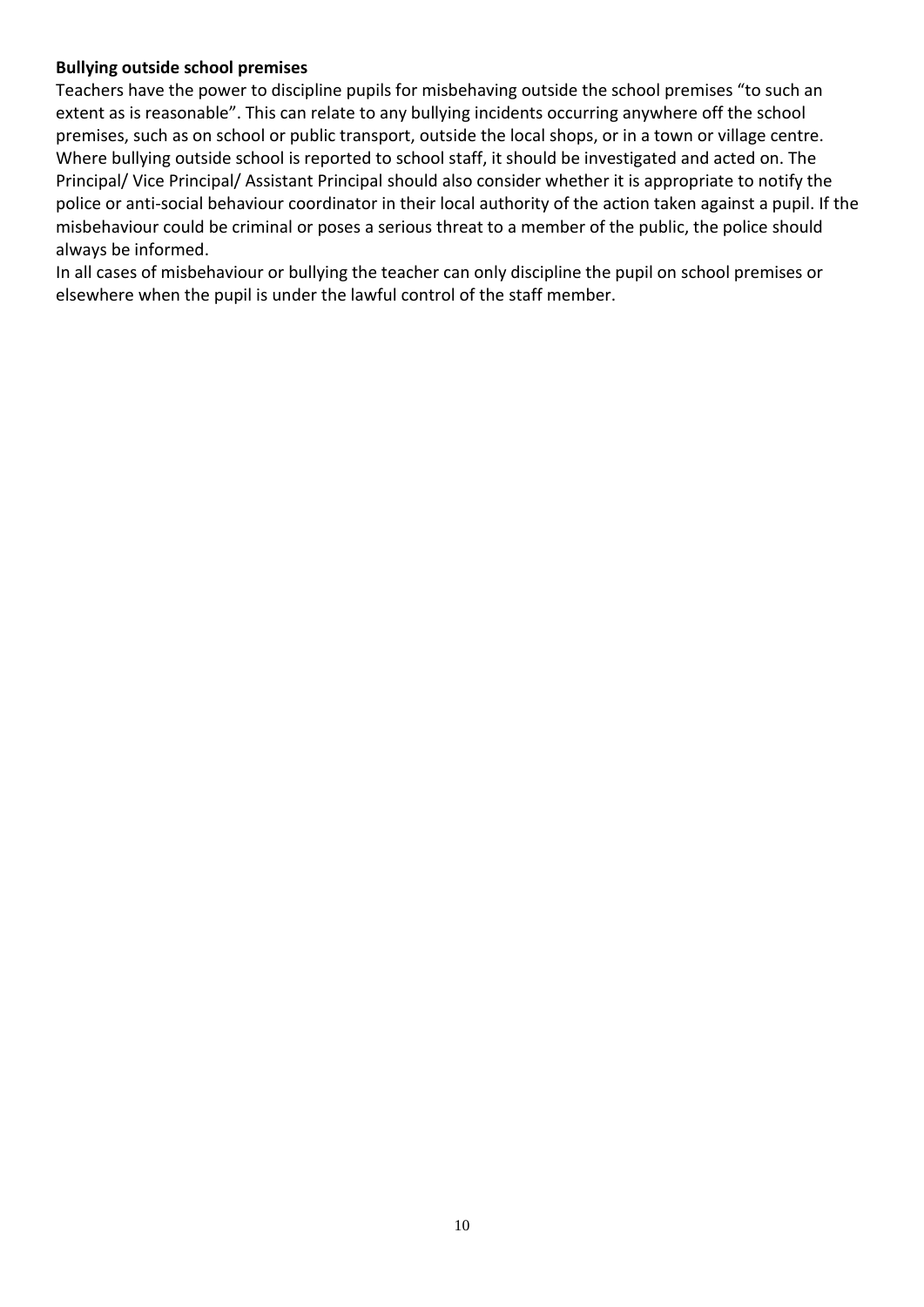**Bullying outside school premises**

Teachers have the power to discipline pupils for misbehaving outside the school premises "to such an extent as is reasonable". This can relate to any bullying incidents occurring anywhere off the school premises, such as on school or public transport, outside the local shops, or in a town or village centre. Where bullying outside school is reported to school staff, it should be investigated and acted on. The Principal/ Vice Principal/ Assistant Principal should also consider whether it is appropriate to notify the police or anti-social behaviour coordinator in their local authority of the action taken against a pupil. If the misbehaviour could be criminal or poses a serious threat to a member of the public, the police should always be informed.

In all cases of misbehaviour or bullying the teacher can only discipline the pupil on school premises or elsewhere when the pupil is under the lawful control of the staff member.